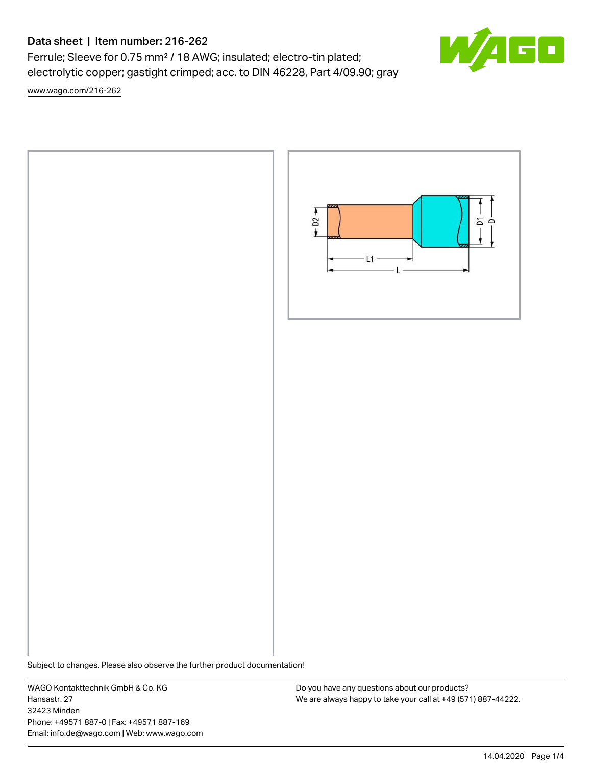# Data sheet | Item number: 216-262

Ferrule; Sleeve for 0.75 mm² / 18 AWG; insulated; electro-tin plated; electrolytic copper; gastight crimped; acc. to DIN 46228, Part 4/09.90; gray

www.wago.com/216-262

Subject to changes. Please also observe the further product documentation!

WAGO Kontakttechnik GmbH & Co. KG
Hansastr. 27
32423 Minden
Phone: +49571 887-0 | Fax: +49571 887-169
Email: info.de@wago.com | Web: www.wago.com

Do you have any questions about our products?
We are always happy to take your call at +49 (571) 887-44222.

14.04.2020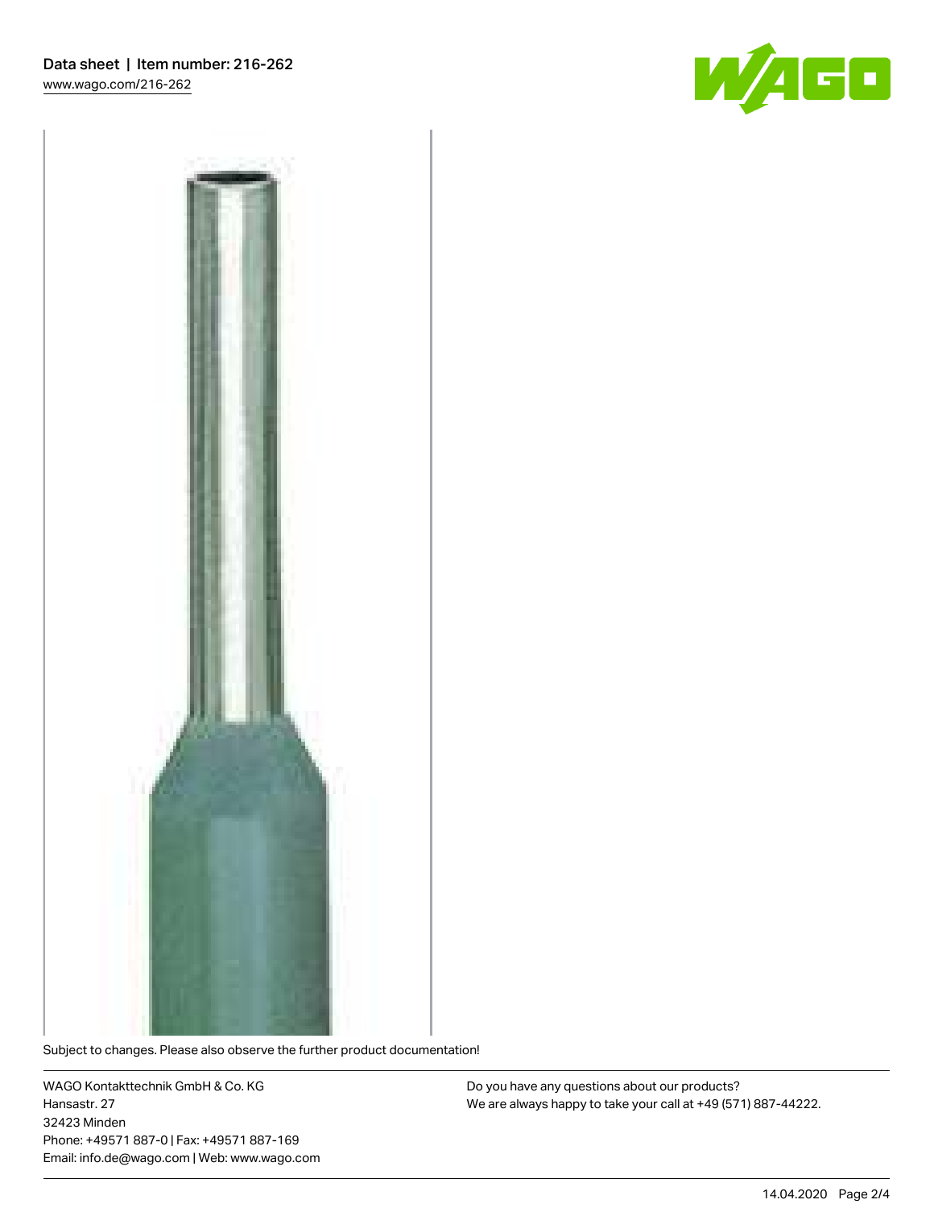Subject to changes. Please also observe the further product documentation!

WAGO Kontakttechnik GmbH & Co. KG
Hansastr. 27
32423 Minden
Phone: +49571 887-0 | Fax: +49571 887-169
Email: info.de@wago.com | Web: www.wago.com

Do you have any questions about our products?
We are always happy to take your call at +49 (571) 887-44222.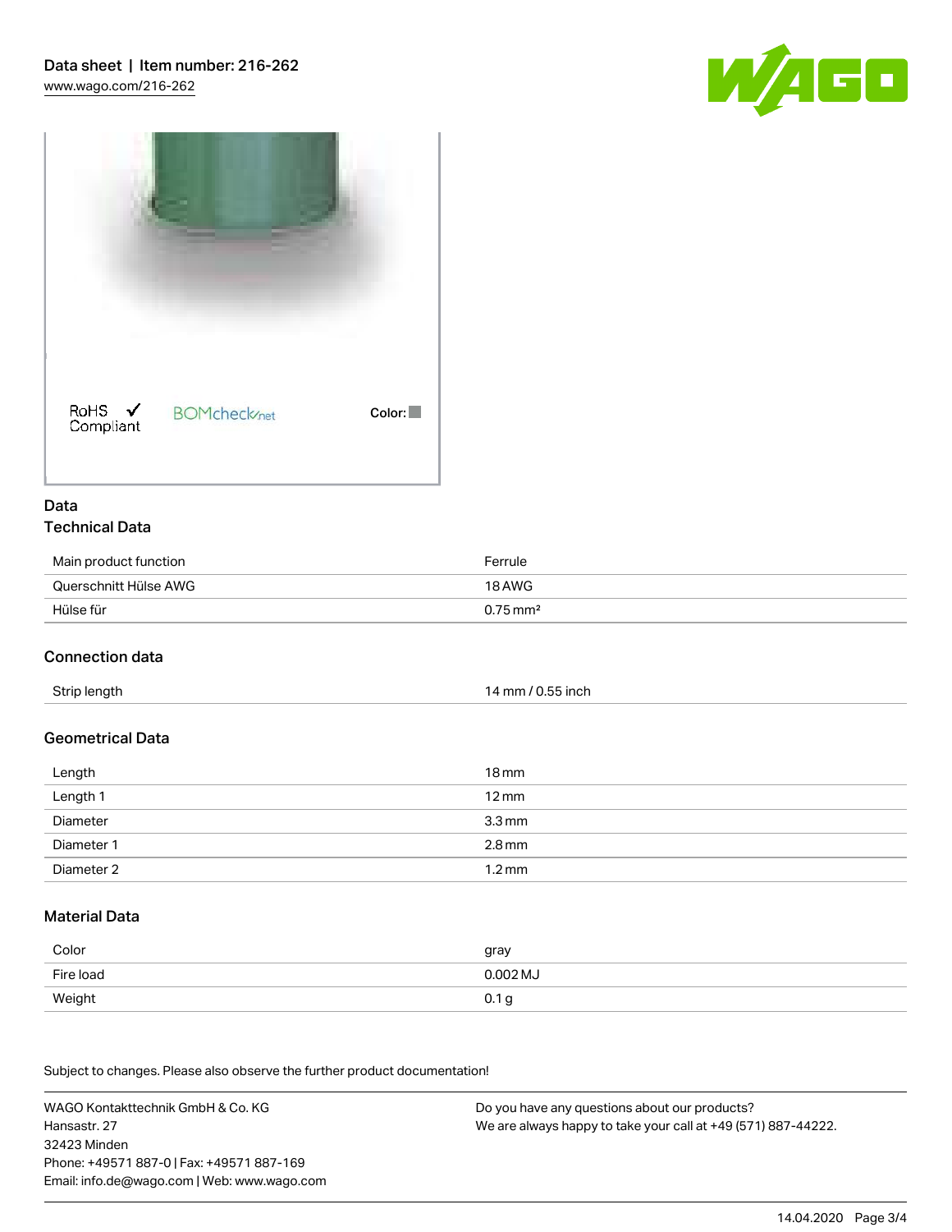RoHS ✓ Compliant

BOMcheck.net

Color:

## Data

### Technical Data

| | |
|---|---|
| Main product function | Ferrule |
| Querschnitt Hülse AWG | 18 AWG |
| Hülse für | 0.75 mm² |

### Connection data

| | |
|---|---|
| Strip length | 14 mm / 0.55 inch |

### Geometrical Data

| | |
|---|---|
| Length | 18 mm |
| Length 1 | 12 mm |
| Diameter | 3.3 mm |
| Diameter 1 | 2.8 mm |
| Diameter 2 | 1.2 mm |

### Material Data

| | |
|---|---|
| Color | gray |
| Fire load | 0.002 MJ |
| Weight | 0.1 g |

Subject to changes. Please also observe the further product documentation!

WAGO Kontakttechnik GmbH & Co. KG
Hansastr. 27
32423 Minden
Phone: +49571 887-0 | Fax: +49571 887-169
Email: info.de@wago.com | Web: www.wago.com

Do you have any questions about our products?
We are always happy to take your call at +49 (571) 887-44222.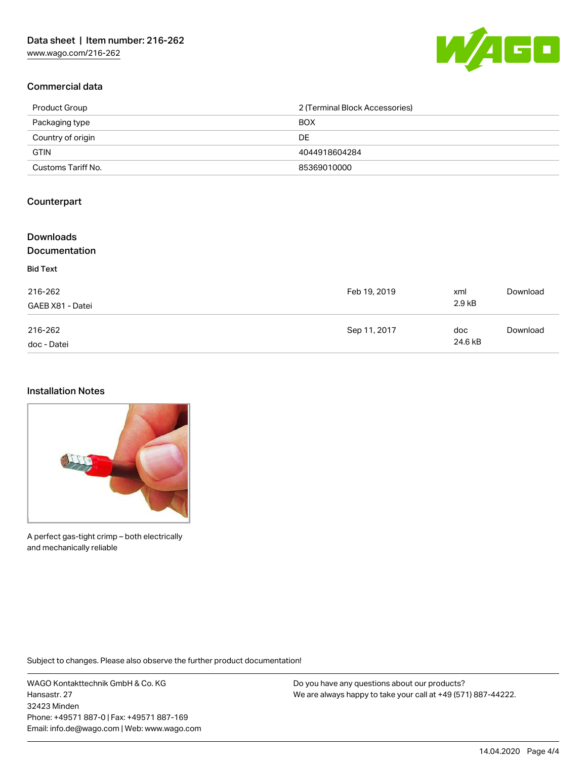## Commercial data

| | |
|---|---|
| Product Group | 2 (Terminal Block Accessories) |
| Packaging type | BOX |
| Country of origin | DE |
| GTIN | 4044918604284 |
| Customs Tariff No. | 85369010000 |

## Counterpart

## Downloads

## Documentation

**Bid Text**

| | | | |
|---|---|---|---|
| 216-262<br>GAEB X81 - Datei | Feb 19, 2019 | xml<br>2.9 kB | Download |
| 216-262<br>doc - Datei | Sep 11, 2017 | doc<br>24.6 kB | Download |

## Installation Notes

A perfect gas-tight crimp – both electrically and mechanically reliable

Subject to changes. Please also observe the further product documentation!

WAGO Kontakttechnik GmbH & Co. KG
Hansastr. 27
32423 Minden
Phone: +49571 887-0 | Fax: +49571 887-169
Email: info.de@wago.com | Web: www.wago.com

Do you have any questions about our products?
We are always happy to take your call at +49 (571) 887-44222.